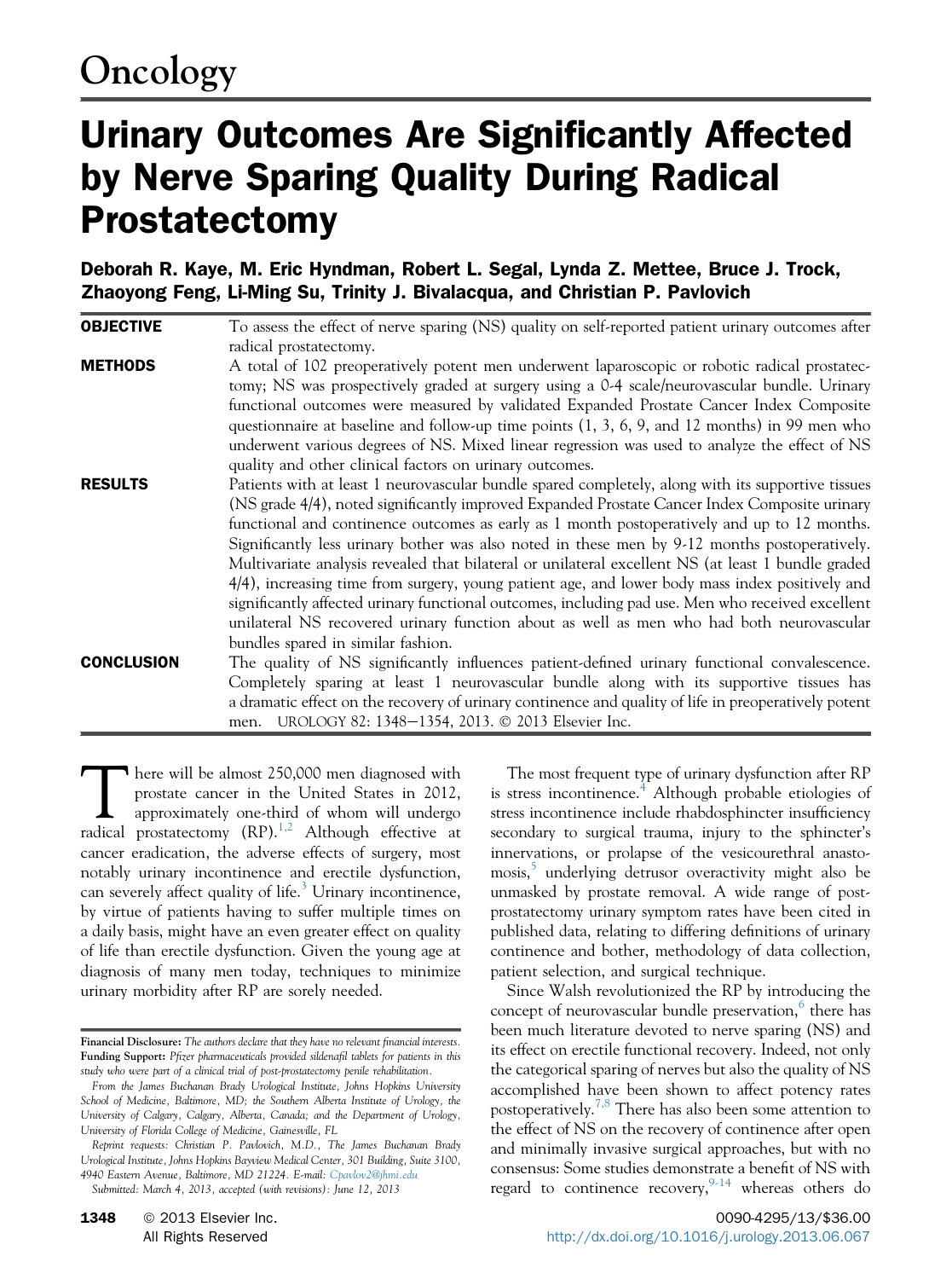# Oncology

# Urinary Outcomes Are Significantly Affected by Nerve Sparing Quality During Radical Prostatectomy

**Deborah R. Kaye, M. Eric Hyndman, Robert L. Segal, Lynda Z. Mettee, Bruce J. Trock, Zhaoyong Feng, Li-Ming Su, Trinity J. Bivalacqua, and Christian P. Pavlovich**

**OBJECTIVE** To assess the effect of nerve sparing (NS) quality on self-reported patient urinary outcomes after radical prostatectomy.

**METHODS** A total of 102 preoperatively potent men underwent laparoscopic or robotic radical prostatectomy; NS was prospectively graded at surgery using a 0-4 scale/neurovascular bundle. Urinary functional outcomes were measured by validated Expanded Prostate Cancer Index Composite questionnaire at baseline and follow-up time points (1, 3, 6, 9, and 12 months) in 99 men who underwent various degrees of NS. Mixed linear regression was used to analyze the effect of NS quality and other clinical factors on urinary outcomes.

**RESULTS** Patients with at least 1 neurovascular bundle spared completely, along with its supportive tissues (NS grade 4/4), noted significantly improved Expanded Prostate Cancer Index Composite urinary functional and continence outcomes as early as 1 month postoperatively and up to 12 months. Significantly less urinary bother was also noted in these men by 9-12 months postoperatively. Multivariate analysis revealed that bilateral or unilateral excellent NS (at least 1 bundle graded 4/4), increasing time from surgery, young patient age, and lower body mass index positively and significantly affected urinary functional outcomes, including pad use. Men who received excellent unilateral NS recovered urinary function about as well as men who had both neurovascular bundles spared in similar fashion.

**CONCLUSION** The quality of NS significantly influences patient-defined urinary functional convalescence. Completely sparing at least 1 neurovascular bundle along with its supportive tissues has a dramatic effect on the recovery of urinary continence and quality of life in preoperatively potent men. UROLOGY 82: 1348–1354, 2013. © 2013 Elsevier Inc.

There will be almost 250,000 men diagnosed with prostate cancer in the United States in 2012, approximately one-third of whom will undergo radical prostatectomy (RP).[1,2] Although effective at cancer eradication, the adverse effects of surgery, most notably urinary incontinence and erectile dysfunction, can severely affect quality of life.[3] Urinary incontinence, by virtue of patients having to suffer multiple times on a daily basis, might have an even greater effect on quality of life than erectile dysfunction. Given the young age at diagnosis of many men today, techniques to minimize urinary morbidity after RP are sorely needed.

The most frequent type of urinary dysfunction after RP is stress incontinence.[4] Although probable etiologies of stress incontinence include rhabdosphincter insufficiency secondary to surgical trauma, injury to the sphincter's innervations, or prolapse of the vesicourethral anastomosis,[5] underlying detrusor overactivity might also be unmasked by prostate removal. A wide range of post-prostatectomy urinary symptom rates have been cited in published data, relating to differing definitions of urinary continence and bother, methodology of data collection, patient selection, and surgical technique.

Since Walsh revolutionized the RP by introducing the concept of neurovascular bundle preservation,[6] there has been much literature devoted to nerve sparing (NS) and its effect on erectile functional recovery. Indeed, not only the categorical sparing of nerves but also the quality of NS accomplished have been shown to affect potency rates postoperatively.[7,8] There has also been some attention to the effect of NS on the recovery of continence after open and minimally invasive surgical approaches, but with no consensus: Some studies demonstrate a benefit of NS with regard to continence recovery,[9-14] whereas others do

*Financial Disclosure: The authors declare that they have no relevant financial interests.*
**Funding Support:** *Pfizer pharmaceuticals provided sildenafil tablets for patients in this study who were part of a clinical trial of post-prostatectomy penile rehabilitation.*

*From the James Buchanan Brady Urological Institute, Johns Hopkins University School of Medicine, Baltimore, MD; the Southern Alberta Institute of Urology, the University of Calgary, Calgary, Alberta, Canada; and the Department of Urology, University of Florida College of Medicine, Gainesville, FL*

*Reprint requests: Christian P. Pavlovich, M.D., The James Buchanan Brady Urological Institute, Johns Hopkins Bayview Medical Center, 301 Building, Suite 3100, 4940 Eastern Avenue, Baltimore, MD 21224. E-mail: Cpavlov2@jhmi.edu*

*Submitted: March 4, 2013, accepted (with revisions): June 12, 2013*

© 2013 Elsevier Inc. All Rights Reserved

0090-4295/13/$36.00
http://dx.doi.org/10.1016/j.urology.2013.06.067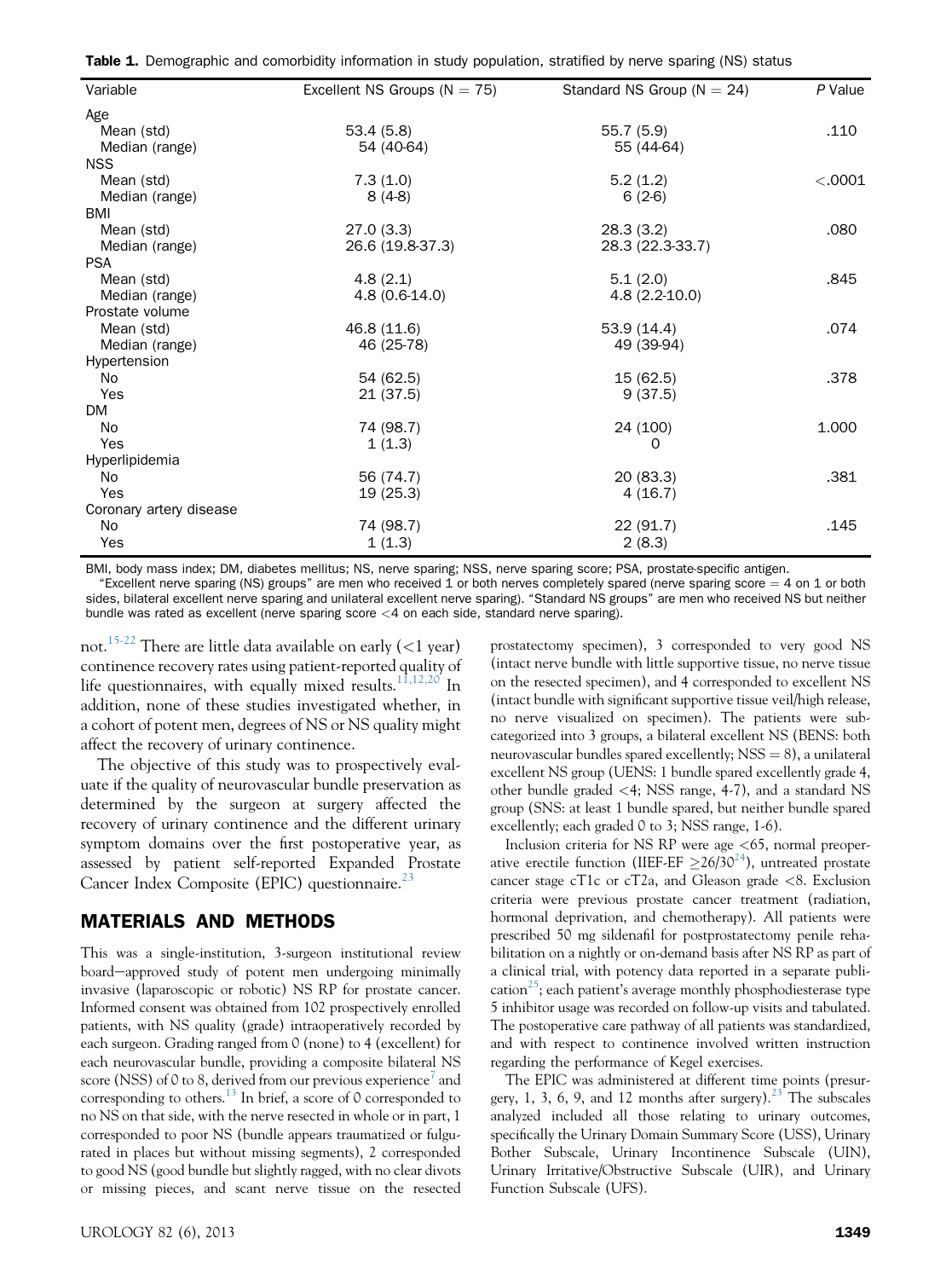**Table 1.** Demographic and comorbidity information in study population, stratified by nerve sparing (NS) status

| Variable | Excellent NS Groups (N = 75) | Standard NS Group (N = 24) | *P* Value |
|---|---|---|---|
| Age | | | |
| Mean (std) | 53.4 (5.8) | 55.7 (5.9) | .110 |
| Median (range) | 54 (40-64) | 55 (44-64) | |
| NSS | | | |
| Mean (std) | 7.3 (1.0) | 5.2 (1.2) | <.0001 |
| Median (range) | 8 (4-8) | 6 (2-6) | |
| BMI | | | |
| Mean (std) | 27.0 (3.3) | 28.3 (3.2) | .080 |
| Median (range) | 26.6 (19.8-37.3) | 28.3 (22.3-33.7) | |
| PSA | | | |
| Mean (std) | 4.8 (2.1) | 5.1 (2.0) | .845 |
| Median (range) | 4.8 (0.6-14.0) | 4.8 (2.2-10.0) | |
| Prostate volume | | | |
| Mean (std) | 46.8 (11.6) | 53.9 (14.4) | .074 |
| Median (range) | 46 (25-78) | 49 (39-94) | |
| Hypertension | | | |
| No | 54 (62.5) | 15 (62.5) | .378 |
| Yes | 21 (37.5) | 9 (37.5) | |
| DM | | | |
| No | 74 (98.7) | 24 (100) | 1.000 |
| Yes | 1 (1.3) | 0 | |
| Hyperlipidemia | | | |
| No | 56 (74.7) | 20 (83.3) | .381 |
| Yes | 19 (25.3) | 4 (16.7) | |
| Coronary artery disease | | | |
| No | 74 (98.7) | 22 (91.7) | .145 |
| Yes | 1 (1.3) | 2 (8.3) | |

BMI, body mass index; DM, diabetes mellitus; NS, nerve sparing; NSS, nerve sparing score; PSA, prostate-specific antigen.

"Excellent nerve sparing (NS) groups" are men who received 1 or both nerves completely spared (nerve sparing score = 4 on 1 or both sides, bilateral excellent nerve sparing and unilateral excellent nerve sparing). "Standard NS groups" are men who received NS but neither bundle was rated as excellent (nerve sparing score <4 on each side, standard nerve sparing).

not.[15-22] There are little data available on early (<1 year) continence recovery rates using patient-reported quality of life questionnaires, with equally mixed results.[11,12,20] In addition, none of these studies investigated whether, in a cohort of potent men, degrees of NS or NS quality might affect the recovery of urinary continence.

The objective of this study was to prospectively evaluate if the quality of neurovascular bundle preservation as determined by the surgeon at surgery affected the recovery of urinary continence and the different urinary symptom domains over the first postoperative year, as assessed by patient self-reported Expanded Prostate Cancer Index Composite (EPIC) questionnaire.[23]

## MATERIALS AND METHODS

This was a single-institution, 3-surgeon institutional review board–approved study of potent men undergoing minimally invasive (laparoscopic or robotic) NS RP for prostate cancer. Informed consent was obtained from 102 prospectively enrolled patients, with NS quality (grade) intraoperatively recorded by each surgeon. Grading ranged from 0 (none) to 4 (excellent) for each neurovascular bundle, providing a composite bilateral NS score (NSS) of 0 to 8, derived from our previous experience[7] and corresponding to others.[13] In brief, a score of 0 corresponded to no NS on that side, with the nerve resected in whole or in part, 1 corresponded to poor NS (bundle appears traumatized or fulgurated in places but without missing segments), 2 corresponded to good NS (good bundle but slightly ragged, with no clear divots or missing pieces, and scant nerve tissue on the resected prostatectomy specimen), 3 corresponded to very good NS (intact nerve bundle with little supportive tissue, no nerve tissue on the resected specimen), and 4 corresponded to excellent NS (intact bundle with significant supportive tissue veil/high release, no nerve visualized on specimen). The patients were subcategorized into 3 groups, a bilateral excellent NS (BENS: both neurovascular bundles spared excellently; NSS = 8), a unilateral excellent NS group (UENS: 1 bundle spared excellently grade 4, other bundle graded <4; NSS range, 4-7), and a standard NS group (SNS: at least 1 bundle spared, but neither bundle spared excellently; each graded 0 to 3; NSS range, 1-6).

Inclusion criteria for NS RP were age <65, normal preoperative erectile function (IIEF-EF ≥26/30[24]), untreated prostate cancer stage cT1c or cT2a, and Gleason grade <8. Exclusion criteria were previous prostate cancer treatment (radiation, hormonal deprivation, and chemotherapy). All patients were prescribed 50 mg sildenafil for postprostatectomy penile rehabilitation on a nightly or on-demand basis after NS RP as part of a clinical trial, with potency data reported in a separate publication[25]; each patient's average monthly phosphodiesterase type 5 inhibitor usage was recorded on follow-up visits and tabulated. The postoperative care pathway of all patients was standardized, and with respect to continence involved written instruction regarding the performance of Kegel exercises.

The EPIC was administered at different time points (presurgery, 1, 3, 6, 9, and 12 months after surgery).[23] The subscales analyzed included all those relating to urinary outcomes, specifically the Urinary Domain Summary Score (USS), Urinary Bother Subscale (UBS), Urinary Incontinence Subscale (UIN), Urinary Irritative/Obstructive Subscale (UIR), and Urinary Function Subscale (UFS).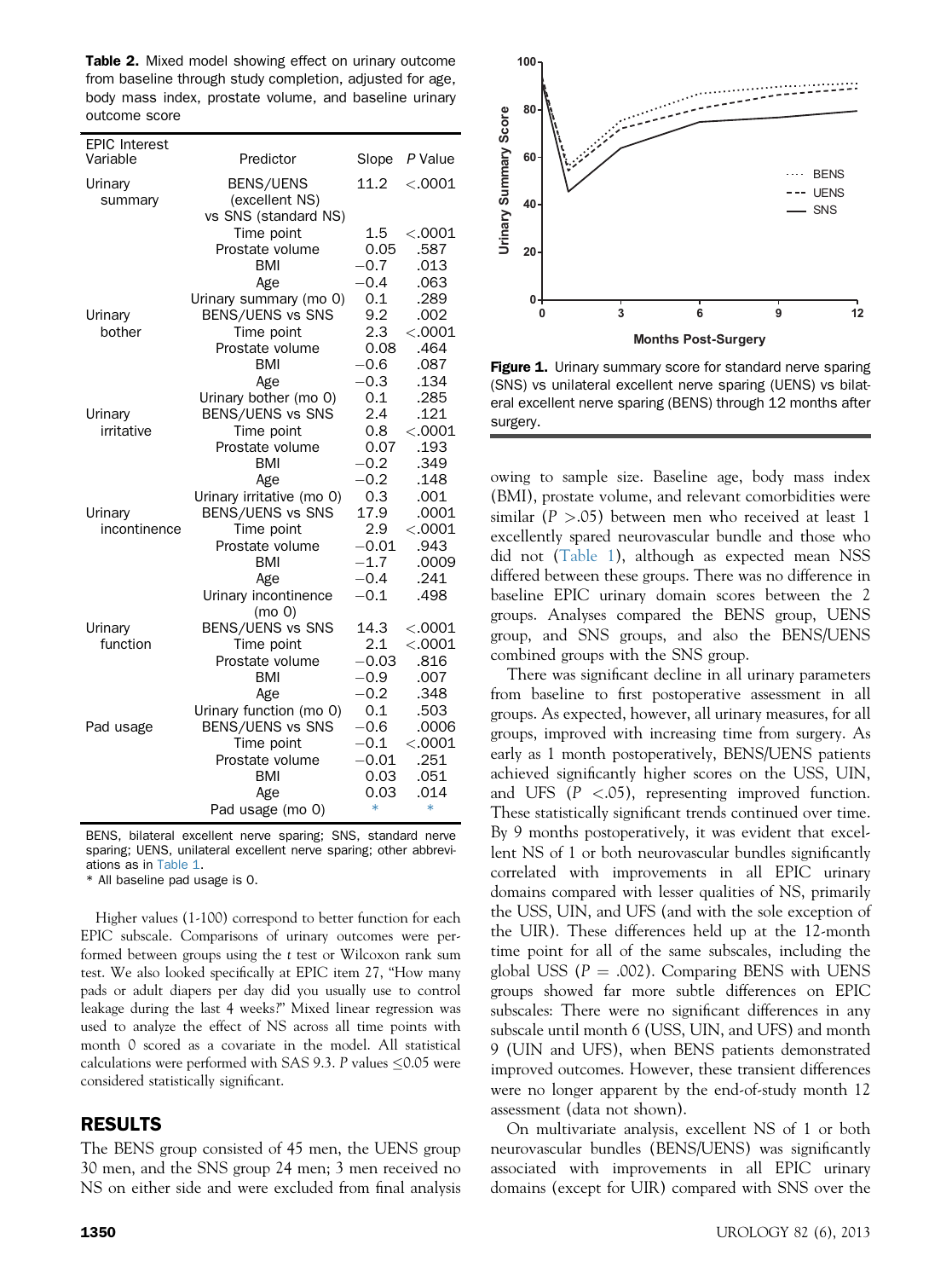**Table 2.** Mixed model showing effect on urinary outcome from baseline through study completion, adjusted for age, body mass index, prostate volume, and baseline urinary outcome score

| EPIC Interest Variable | Predictor | Slope | P Value |
|---|---|---|---|
| Urinary summary | BENS/UENS (excellent NS) vs SNS (standard NS) | 11.2 | <.0001 |
| | Time point | 1.5 | <.0001 |
| | Prostate volume | 0.05 | .587 |
| | BMI | −0.7 | .013 |
| | Age | −0.4 | .063 |
| | Urinary summary (mo 0) | 0.1 | .289 |
| Urinary bother | BENS/UENS vs SNS | 9.2 | .002 |
| | Time point | 2.3 | <.0001 |
| | Prostate volume | 0.08 | .464 |
| | BMI | −0.6 | .087 |
| | Age | −0.3 | .134 |
| | Urinary bother (mo 0) | 0.1 | .285 |
| Urinary irritative | BENS/UENS vs SNS | 2.4 | .121 |
| | Time point | 0.8 | <.0001 |
| | Prostate volume | 0.07 | .193 |
| | BMI | −0.2 | .349 |
| | Age | −0.2 | .148 |
| | Urinary irritative (mo 0) | 0.3 | .001 |
| Urinary incontinence | BENS/UENS vs SNS | 17.9 | .0001 |
| | Time point | 2.9 | <.0001 |
| | Prostate volume | −0.01 | .943 |
| | BMI | −1.7 | .0009 |
| | Age | −0.4 | .241 |
| | Urinary incontinence (mo 0) | −0.1 | .498 |
| Urinary function | BENS/UENS vs SNS | 14.3 | <.0001 |
| | Time point | 2.1 | <.0001 |
| | Prostate volume | −0.03 | .816 |
| | BMI | −0.9 | .007 |
| | Age | −0.2 | .348 |
| | Urinary function (mo 0) | 0.1 | .503 |
| Pad usage | BENS/UENS vs SNS | −0.6 | .0006 |
| | Time point | −0.1 | <.0001 |
| | Prostate volume | −0.01 | .251 |
| | BMI | 0.03 | .051 |
| | Age | 0.03 | .014 |
| | Pad usage (mo 0) | * | * |

BENS, bilateral excellent nerve sparing; SNS, standard nerve sparing; UENS, unilateral excellent nerve sparing; other abbreviations as in Table 1.

* All baseline pad usage is 0.

Higher values (1-100) correspond to better function for each EPIC subscale. Comparisons of urinary outcomes were performed between groups using the t test or Wilcoxon rank sum test. We also looked specifically at EPIC item 27, "How many pads or adult diapers per day did you usually use to control leakage during the last 4 weeks?" Mixed linear regression was used to analyze the effect of NS across all time points with month 0 scored as a covariate in the model. All statistical calculations were performed with SAS 9.3. P values ≤0.05 were considered statistically significant.

## RESULTS

The BENS group consisted of 45 men, the UENS group 30 men, and the SNS group 24 men; 3 men received no NS on either side and were excluded from final analysis owing to sample size. Baseline age, body mass index (BMI), prostate volume, and relevant comorbidities were similar (P >.05) between men who received at least 1 excellently spared neurovascular bundle and those who did not (Table 1), although as expected mean NSS differed between these groups. There was no difference in baseline EPIC urinary domain scores between the 2 groups. Analyses compared the BENS group, UENS group, and SNS groups, and also the BENS/UENS combined groups with the SNS group.

There was significant decline in all urinary parameters from baseline to first postoperative assessment in all groups. As expected, however, all urinary measures, for all groups, improved with increasing time from surgery. As early as 1 month postoperatively, BENS/UENS patients achieved significantly higher scores on the USS, UIN, and UFS (P <.05), representing improved function. These statistically significant trends continued over time. By 9 months postoperatively, it was evident that excellent NS of 1 or both neurovascular bundles significantly correlated with improvements in all EPIC urinary domains compared with lesser qualities of NS, primarily the USS, UIN, and UFS (and with the sole exception of the UIR). These differences held up at the 12-month time point for all of the same subscales, including the global USS (P = .002). Comparing BENS with UENS groups showed far more subtle differences on EPIC subscales: There were no significant differences in any subscale until month 6 (USS, UIN, and UFS) and month 9 (UIN and UFS), when BENS patients demonstrated improved outcomes. However, these transient differences were no longer apparent by the end-of-study month 12 assessment (data not shown).

On multivariate analysis, excellent NS of 1 or both neurovascular bundles (BENS/UENS) was significantly associated with improvements in all EPIC urinary domains (except for UIR) compared with SNS over the

**Figure 1.** Urinary summary score for standard nerve sparing (SNS) vs unilateral excellent nerve sparing (UENS) vs bilateral excellent nerve sparing (BENS) through 12 months after surgery.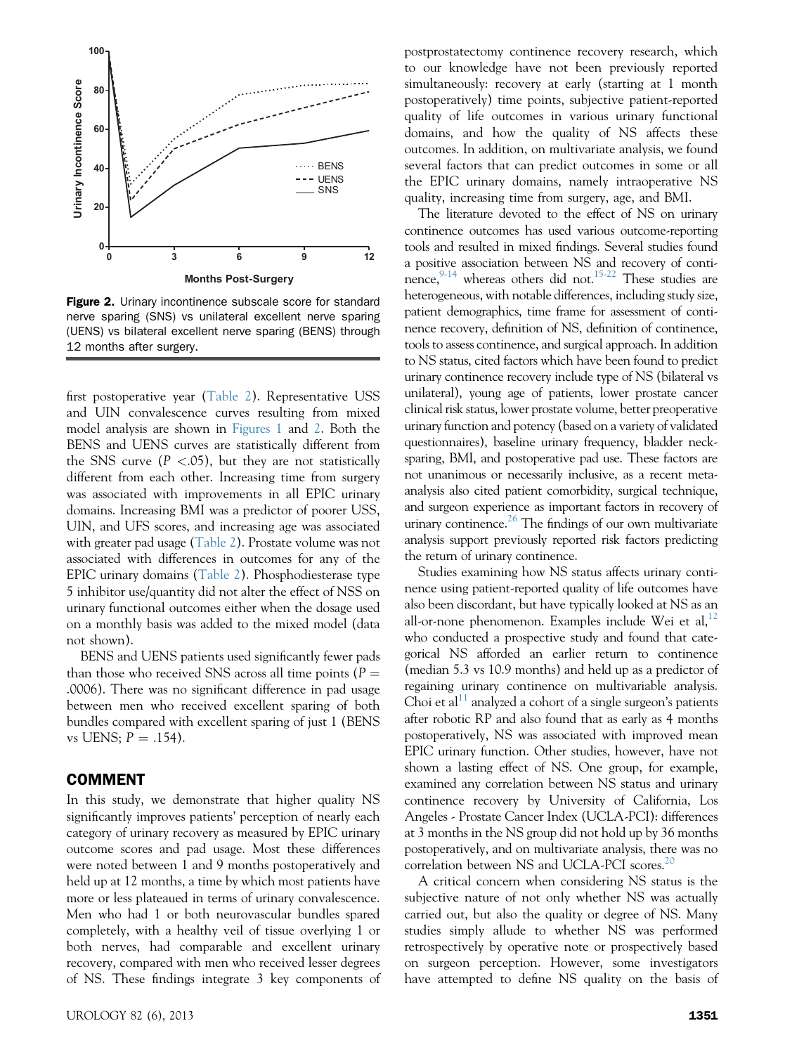Figure 2. Urinary incontinence subscale score for standard nerve sparing (SNS) vs unilateral excellent nerve sparing (UENS) vs bilateral excellent nerve sparing (BENS) through 12 months after surgery.

first postoperative year (Table 2). Representative USS and UIN convalescence curves resulting from mixed model analysis are shown in Figures 1 and 2. Both the BENS and UENS curves are statistically different from the SNS curve ($P < .05$), but they are not statistically different from each other. Increasing time from surgery was associated with improvements in all EPIC urinary domains. Increasing BMI was a predictor of poorer USS, UIN, and UFS scores, and increasing age was associated with greater pad usage (Table 2). Prostate volume was not associated with differences in outcomes for any of the EPIC urinary domains (Table 2). Phosphodiesterase type 5 inhibitor use/quantity did not alter the effect of NSS on urinary functional outcomes either when the dosage used on a monthly basis was added to the mixed model (data not shown).

BENS and UENS patients used significantly fewer pads than those who received SNS across all time points ($P = .0006$). There was no significant difference in pad usage between men who received excellent sparing of both bundles compared with excellent sparing of just 1 (BENS vs UENS; $P = .154$).

## COMMENT

In this study, we demonstrate that higher quality NS significantly improves patients' perception of nearly each category of urinary recovery as measured by EPIC urinary outcome scores and pad usage. Most these differences were noted between 1 and 9 months postoperatively and held up at 12 months, a time by which most patients have more or less plateaued in terms of urinary convalescence. Men who had 1 or both neurovascular bundles spared completely, with a healthy veil of tissue overlying 1 or both nerves, had comparable and excellent urinary recovery, compared with men who received lesser degrees of NS. These findings integrate 3 key components of postprostatectomy continence recovery research, which to our knowledge have not been previously reported simultaneously: recovery at early (starting at 1 month postoperatively) time points, subjective patient-reported quality of life outcomes in various urinary functional domains, and how the quality of NS affects these outcomes. In addition, on multivariate analysis, we found several factors that can predict outcomes in some or all the EPIC urinary domains, namely intraoperative NS quality, increasing time from surgery, age, and BMI.

The literature devoted to the effect of NS on urinary continence outcomes has used various outcome-reporting tools and resulted in mixed findings. Several studies found a positive association between NS and recovery of continence,[9-14] whereas others did not.[15-22] These studies are heterogeneous, with notable differences, including study size, patient demographics, time frame for assessment of continence recovery, definition of NS, definition of continence, tools to assess continence, and surgical approach. In addition to NS status, cited factors which have been found to predict urinary continence recovery include type of NS (bilateral vs unilateral), young age of patients, lower prostate cancer clinical risk status, lower prostate volume, better preoperative urinary function and potency (based on a variety of validated questionnaires), baseline urinary frequency, bladder neck-sparing, BMI, and postoperative pad use. These factors are not unanimous or necessarily inclusive, as a recent meta-analysis also cited patient comorbidity, surgical technique, and surgeon experience as important factors in recovery of urinary continence.[26] The findings of our own multivariate analysis support previously reported risk factors predicting the return of urinary continence.

Studies examining how NS status affects urinary continence using patient-reported quality of life outcomes have also been discordant, but have typically looked at NS as an all-or-none phenomenon. Examples include Wei et al,[12] who conducted a prospective study and found that categorical NS afforded an earlier return to continence (median 5.3 vs 10.9 months) and held up as a predictor of regaining urinary continence on multivariable analysis. Choi et al[11] analyzed a cohort of a single surgeon's patients after robotic RP and also found that as early as 4 months postoperatively, NS was associated with improved mean EPIC urinary function. Other studies, however, have not shown a lasting effect of NS. One group, for example, examined any correlation between NS status and urinary continence recovery by University of California, Los Angeles - Prostate Cancer Index (UCLA-PCI): differences at 3 months in the NS group did not hold up by 36 months postoperatively, and on multivariate analysis, there was no correlation between NS and UCLA-PCI scores.[20]

A critical concern when considering NS status is the subjective nature of not only whether NS was actually carried out, but also the quality or degree of NS. Many studies simply allude to whether NS was performed retrospectively by operative note or prospectively based on surgeon perception. However, some investigators have attempted to define NS quality on the basis of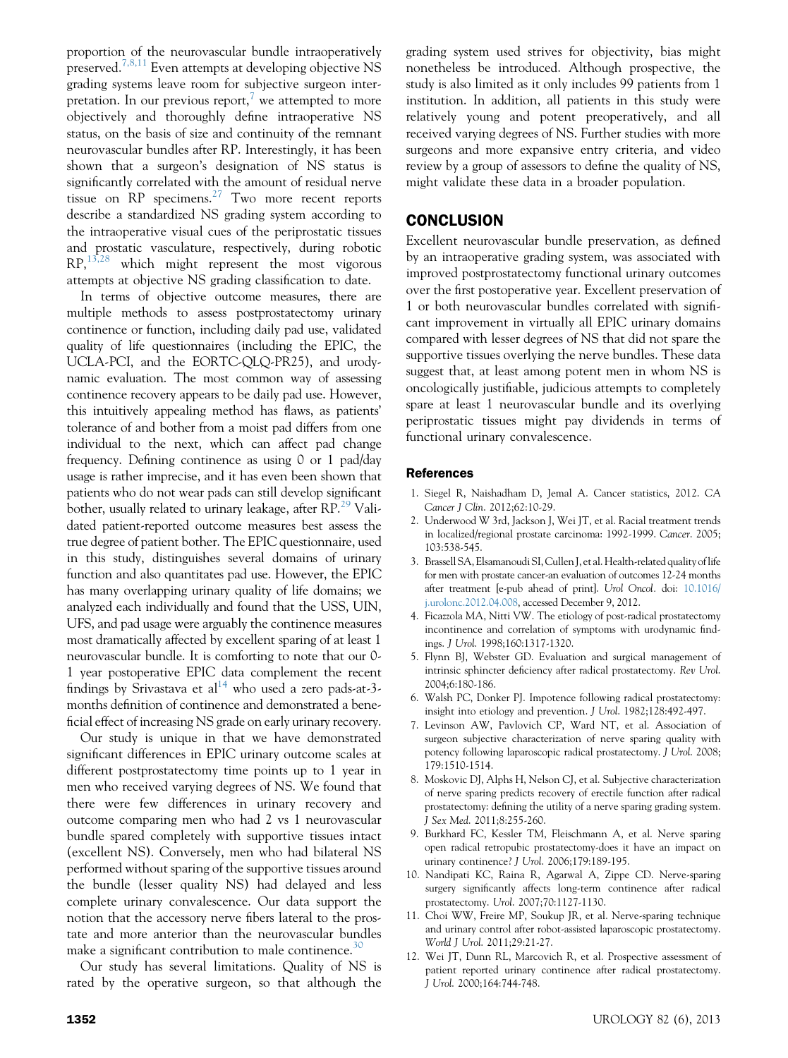proportion of the neurovascular bundle intraoperatively preserved.[7,8,11] Even attempts at developing objective NS grading systems leave room for subjective surgeon interpretation. In our previous report,[7] we attempted to more objectively and thoroughly define intraoperative NS status, on the basis of size and continuity of the remnant neurovascular bundles after RP. Interestingly, it has been shown that a surgeon's designation of NS status is significantly correlated with the amount of residual nerve tissue on RP specimens.[27] Two more recent reports describe a standardized NS grading system according to the intraoperative visual cues of the periprostatic tissues and prostatic vasculature, respectively, during robotic RP,[13,28] which might represent the most vigorous attempts at objective NS grading classification to date.

In terms of objective outcome measures, there are multiple methods to assess postprostatectomy urinary continence or function, including daily pad use, validated quality of life questionnaires (including the EPIC, the UCLA-PCI, and the EORTC-QLQ-PR25), and urodynamic evaluation. The most common way of assessing continence recovery appears to be daily pad use. However, this intuitively appealing method has flaws, as patients' tolerance of and bother from a moist pad differs from one individual to the next, which can affect pad change frequency. Defining continence as using 0 or 1 pad/day usage is rather imprecise, and it has even been shown that patients who do not wear pads can still develop significant bother, usually related to urinary leakage, after RP.[29] Validated patient-reported outcome measures best assess the true degree of patient bother. The EPIC questionnaire, used in this study, distinguishes several domains of urinary function and also quantitates pad use. However, the EPIC has many overlapping urinary quality of life domains; we analyzed each individually and found that the USS, UIN, UFS, and pad usage were arguably the continence measures most dramatically affected by excellent sparing of at least 1 neurovascular bundle. It is comforting to note that our 0-1 year postoperative EPIC data complement the recent findings by Srivastava et al[14] who used a zero pads-at-3-months definition of continence and demonstrated a beneficial effect of increasing NS grade on early urinary recovery.

Our study is unique in that we have demonstrated significant differences in EPIC urinary outcome scales at different postprostatectomy time points up to 1 year in men who received varying degrees of NS. We found that there were few differences in urinary recovery and outcome comparing men who had 2 vs 1 neurovascular bundle spared completely with supportive tissues intact (excellent NS). Conversely, men who had bilateral NS performed without sparing of the supportive tissues around the bundle (lesser quality NS) had delayed and less complete urinary convalescence. Our data support the notion that the accessory nerve fibers lateral to the prostate and more anterior than the neurovascular bundles make a significant contribution to male continence.[30]

Our study has several limitations. Quality of NS is rated by the operative surgeon, so that although the grading system used strives for objectivity, bias might nonetheless be introduced. Although prospective, the study is also limited as it only includes 99 patients from 1 institution. In addition, all patients in this study were relatively young and potent preoperatively, and all received varying degrees of NS. Further studies with more surgeons and more expansive entry criteria, and video review by a group of assessors to define the quality of NS, might validate these data in a broader population.

## CONCLUSION

Excellent neurovascular bundle preservation, as defined by an intraoperative grading system, was associated with improved postprostatectomy functional urinary outcomes over the first postoperative year. Excellent preservation of 1 or both neurovascular bundles correlated with significant improvement in virtually all EPIC urinary domains compared with lesser degrees of NS that did not spare the supportive tissues overlying the nerve bundles. These data suggest that, at least among potent men in whom NS is oncologically justifiable, judicious attempts to completely spare at least 1 neurovascular bundle and its overlying periprostatic tissues might pay dividends in terms of functional urinary convalescence.

### References

1. Siegel R, Naishadham D, Jemal A. Cancer statistics, 2012. *CA Cancer J Clin*. 2012;62:10-29.
2. Underwood W 3rd, Jackson J, Wei JT, et al. Racial treatment trends in localized/regional prostate carcinoma: 1992-1999. *Cancer*. 2005; 103:538-545.
3. Brassell SA, Elsamanoudi SI, Cullen J, et al. Health-related quality of life for men with prostate cancer-an evaluation of outcomes 12-24 months after treatment [e-pub ahead of print]. *Urol Oncol*. doi: 10.1016/j.urolonc.2012.04.008, accessed December 9, 2012.
4. Ficazzola MA, Nitti VW. The etiology of post-radical prostatectomy incontinence and correlation of symptoms with urodynamic findings. *J Urol*. 1998;160:1317-1320.
5. Flynn BJ, Webster GD. Evaluation and surgical management of intrinsic sphincter deficiency after radical prostatectomy. *Rev Urol*. 2004;6:180-186.
6. Walsh PC, Donker PJ. Impotence following radical prostatectomy: insight into etiology and prevention. *J Urol*. 1982;128:492-497.
7. Levinson AW, Pavlovich CP, Ward NT, et al. Association of surgeon subjective characterization of nerve sparing quality with potency following laparoscopic radical prostatectomy. *J Urol*. 2008; 179:1510-1514.
8. Moskovic DJ, Alphs H, Nelson CJ, et al. Subjective characterization of nerve sparing predicts recovery of erectile function after radical prostatectomy: defining the utility of a nerve sparing grading system. *J Sex Med*. 2011;8:255-260.
9. Burkhard FC, Kessler TM, Fleischmann A, et al. Nerve sparing open radical retropubic prostatectomy-does it have an impact on urinary continence? *J Urol*. 2006;179:189-195.
10. Nandipati KC, Raina R, Agarwal A, Zippe CD. Nerve-sparing surgery significantly affects long-term continence after radical prostatectomy. *Urol*. 2007;70:1127-1130.
11. Choi WW, Freire MP, Soukup JR, et al. Nerve-sparing technique and urinary control after robot-assisted laparoscopic prostatectomy. *World J Urol*. 2011;29:21-27.
12. Wei JT, Dunn RL, Marcovich R, et al. Prospective assessment of patient reported urinary continence after radical prostatectomy. *J Urol*. 2000;164:744-748.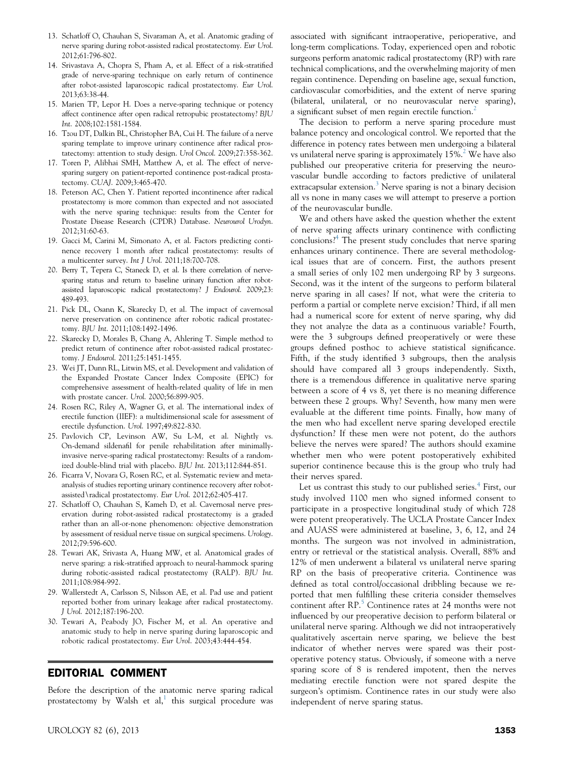13. Schatloff O, Chauhan S, Sivaraman A, et al. Anatomic grading of nerve sparing during robot-assisted radical prostatectomy. *Eur Urol*. 2012;61:796-802.
14. Srivastava A, Chopra S, Pham A, et al. Effect of a risk-stratified grade of nerve-sparing technique on early return of continence after robot-assisted laparoscopic radical prostatectomy. *Eur Urol*. 2013;63:38-44.
15. Marien TP, Lepor H. Does a nerve-sparing technique or potency affect continence after open radical retropubic prostatectomy? *BJU Int*. 2008;102:1581-1584.
16. Tzou DT, Dalkin BL, Christopher BA, Cui H. The failure of a nerve sparing template to improve urinary continence after radical prostatectomy: attention to study design. *Urol Oncol*. 2009;27:358-362.
17. Toren P, Alibhai SMH, Matthew A, et al. The effect of nerve-sparing surgery on patient-reported continence post-radical prostatectomy. *CUAJ*. 2009;3:465-470.
18. Peterson AC, Chen Y. Patient reported incontinence after radical prostatectomy is more common than expected and not associated with the nerve sparing technique: results from the Center for Prostate Disease Research (CPDR) Database. *Neurourol Urodyn*. 2012;31:60-63.
19. Gacci M, Carini M, Simonato A, et al. Factors predicting continence recovery 1 month after radical prostatectomy: results of a multicenter survey. *Int J Urol*. 2011;18:700-708.
20. Berry T, Tepera C, Staneck D, et al. Is there correlation of nerve-sparing status and return to baseline urinary function after robot-assisted laparoscopic radical prostatectomy? *J Endourol*. 2009;23: 489-493.
21. Pick DL, Osann K, Skarecky D, et al. The impact of cavernosal nerve preservation on continence after robotic radical prostatectomy. *BJU Int*. 2011;108:1492-1496.
22. Skarecky D, Morales B, Chang A, Ahlering T. Simple method to predict return of continence after robot-assisted radical prostatectomy. *J Endourol*. 2011;25:1451-1455.
23. Wei JT, Dunn RL, Litwin MS, et al. Development and validation of the Expanded Prostate Cancer Index Composite (EPIC) for comprehensive assessment of health-related quality of life in men with prostate cancer. *Urol*. 2000;56:899-905.
24. Rosen RC, Riley A, Wagner G, et al. The international index of erectile function (IIEF): a multidimensional scale for assessment of erectile dysfunction. *Urol*. 1997;49:822-830.
25. Pavlovich CP, Levinson AW, Su L-M, et al. Nightly vs. On-demand sildenafil for penile rehabilitation after minimally-invasive nerve-sparing radical prostatectomy: Results of a randomized double-blind trial with placebo. *BJU Int*. 2013;112:844-851.
26. Ficarra V, Novara G, Rosen RC, et al. Systematic review and meta-analysis of studies reporting urinary continence recovery after robot-assisted\radical prostatectomy. *Eur Urol*. 2012;62:405-417.
27. Schatloff O, Chauhan S, Kameh D, et al. Cavernosal nerve preservation during robot-assisted radical prostatectomy is a graded rather than an all-or-none phenomenon: objective demonstration by assessment of residual nerve tissue on surgical specimens. *Urology*. 2012;79:596-600.
28. Tewari AK, Srivasta A, Huang MW, et al. Anatomical grades of nerve sparing: a risk-stratified approach to neural-hammock sparing during robotic-assisted radical prostatectomy (RALP). *BJU Int*. 2011;108:984-992.
29. Wallerstedt A, Carlsson S, Nilsson AE, et al. Pad use and patient reported bother from urinary leakage after radical prostatectomy. *J Urol*. 2012;187:196-200.
30. Tewari A, Peabody JO, Fischer M, et al. An operative and anatomic study to help in nerve sparing during laparoscopic and robotic radical prostatectomy. *Eur Urol*. 2003;43:444-454.

## EDITORIAL COMMENT

Before the description of the anatomic nerve sparing radical prostatectomy by Walsh et al,[1] this surgical procedure was associated with significant intraoperative, perioperative, and long-term complications. Today, experienced open and robotic surgeons perform anatomic radical prostatectomy (RP) with rare technical complications, and the overwhelming majority of men regain continence. Depending on baseline age, sexual function, cardiovascular comorbidities, and the extent of nerve sparing (bilateral, unilateral, or no neurovascular nerve sparing), a significant subset of men regain erectile function.[2]

The decision to perform a nerve sparing procedure must balance potency and oncological control. We reported that the difference in potency rates between men undergoing a bilateral vs unilateral nerve sparing is approximately 15%.[2] We have also published our preoperative criteria for preserving the neurovascular bundle according to factors predictive of unilateral extracapsular extension.[3] Nerve sparing is not a binary decision all vs none in many cases we will attempt to preserve a portion of the neurovascular bundle.

We and others have asked the question whether the extent of nerve sparing affects urinary continence with conflicting conclusions?[4] The present study concludes that nerve sparing enhances urinary continence. There are several methodological issues that are of concern. First, the authors present a small series of only 102 men undergoing RP by 3 surgeons. Second, was it the intent of the surgeons to perform bilateral nerve sparing in all cases? If not, what were the criteria to perform a partial or complete nerve excision? Third, if all men had a numerical score for extent of nerve sparing, why did they not analyze the data as a continuous variable? Fourth, were the 3 subgroups defined preoperatively or were these groups defined posthoc to achieve statistical significance. Fifth, if the study identified 3 subgroups, then the analysis should have compared all 3 groups independently. Sixth, there is a tremendous difference in qualitative nerve sparing between a score of 4 vs 8, yet there is no meaning difference between these 2 groups. Why? Seventh, how many men were evaluable at the different time points. Finally, how many of the men who had excellent nerve sparing developed erectile dysfunction? If these men were not potent, do the authors believe the nerves were spared? The authors should examine whether men who were potent postoperatively exhibited superior continence because this is the group who truly had their nerves spared.

Let us contrast this study to our published series.[4] First, our study involved 1100 men who signed informed consent to participate in a prospective longitudinal study of which 728 were potent preoperatively. The UCLA Prostate Cancer Index and AUASS were administered at baseline, 3, 6, 12, and 24 months. The surgeon was not involved in administration, entry or retrieval or the statistical analysis. Overall, 88% and 12% of men underwent a bilateral vs unilateral nerve sparing RP on the basis of preoperative criteria. Continence was defined as total control/occasional dribbling because we reported that men fulfilling these criteria consider themselves continent after RP.[5] Continence rates at 24 months were not influenced by our preoperative decision to perform bilateral or unilateral nerve sparing. Although we did not intraoperatively qualitatively ascertain nerve sparing, we believe the best indicator of whether nerves were spared was their postoperative potency status. Obviously, if someone with a nerve sparing score of 8 is rendered impotent, then the nerves mediating erectile function were not spared despite the surgeon's optimism. Continence rates in our study were also independent of nerve sparing status.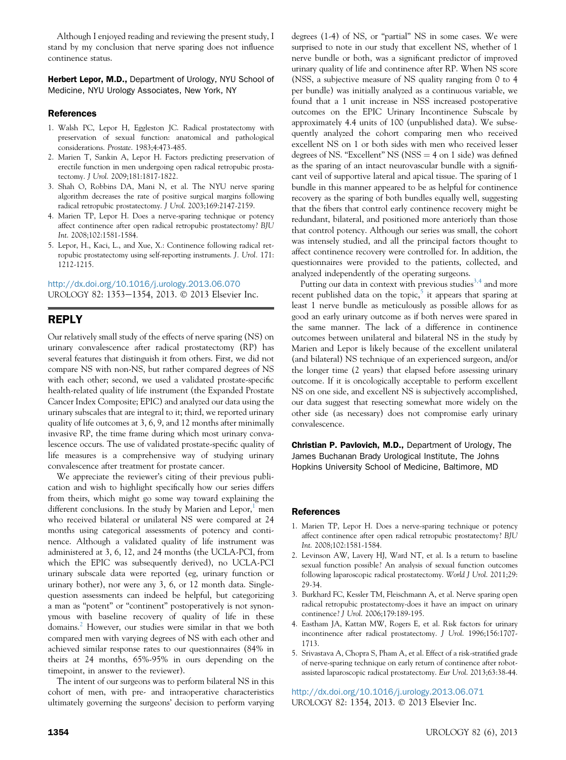Although I enjoyed reading and reviewing the present study, I stand by my conclusion that nerve sparing does not influence continence status.

**Herbert Lepor, M.D.,** Department of Urology, NYU School of Medicine, NYU Urology Associates, New York, NY

### References

1. Walsh PC, Lepor H, Eggleston JC. Radical prostatectomy with preservation of sexual function: anatomical and pathological considerations. *Prostate*. 1983;4:473-485.
2. Marien T, Sankin A, Lepor H. Factors predicting preservation of erectile function in men undergoing open radical retropubic prostatectomy. *J Urol*. 2009;181:1817-1822.
3. Shah O, Robbins DA, Mani N, et al. The NYU nerve sparing algorithm decreases the rate of positive surgical margins following radical retropubic prostatectomy. *J Urol*. 2003;169:2147-2159.
4. Marien TP, Lepor H. Does a nerve-sparing technique or potency affect continence after open radical retropubic prostatectomy? *BJU Int*. 2008;102:1581-1584.
5. Lepor, H., Kaci, L., and Xue, X.: Continence following radical retropubic prostatectomy using self-reporting instruments. *J. Urol*. 171: 1212-1215.

http://dx.doi.org/10.1016/j.urology.2013.06.070
UROLOGY 82: 1353−1354, 2013. © 2013 Elsevier Inc.

## REPLY

Our relatively small study of the effects of nerve sparing (NS) on urinary convalescence after radical prostatectomy (RP) has several features that distinguish it from others. First, we did not compare NS with non-NS, but rather compared degrees of NS with each other; second, we used a validated prostate-specific health-related quality of life instrument (the Expanded Prostate Cancer Index Composite; EPIC) and analyzed our data using the urinary subscales that are integral to it; third, we reported urinary quality of life outcomes at 3, 6, 9, and 12 months after minimally invasive RP, the time frame during which most urinary convalescence occurs. The use of validated prostate-specific quality of life measures is a comprehensive way of studying urinary convalescence after treatment for prostate cancer.

We appreciate the reviewer's citing of their previous publication and wish to highlight specifically how our series differs from theirs, which might go some way toward explaining the different conclusions. In the study by Marien and Lepor,[1] men who received bilateral or unilateral NS were compared at 24 months using categorical assessments of potency and continence. Although a validated quality of life instrument was administered at 3, 6, 12, and 24 months (the UCLA-PCI, from which the EPIC was subsequently derived), no UCLA-PCI urinary subscale data were reported (eg, urinary function or urinary bother), nor were any 3, 6, or 12 month data. Single-question assessments can indeed be helpful, but categorizing a man as "potent" or "continent" postoperatively is not synonymous with baseline recovery of quality of life in these domains.[2] However, our studies were similar in that we both compared men with varying degrees of NS with each other and achieved similar response rates to our questionnaires (84% in theirs at 24 months, 65%-95% in ours depending on the timepoint, in answer to the reviewer).

The intent of our surgeons was to perform bilateral NS in this cohort of men, with pre- and intraoperative characteristics ultimately governing the surgeons' decision to perform varying degrees (1-4) of NS, or "partial" NS in some cases. We were surprised to note in our study that excellent NS, whether of 1 nerve bundle or both, was a significant predictor of improved urinary quality of life and continence after RP. When NS score (NSS, a subjective measure of NS quality ranging from 0 to 4 per bundle) was initially analyzed as a continuous variable, we found that a 1 unit increase in NSS increased postoperative outcomes on the EPIC Urinary Incontinence Subscale by approximately 4.4 units of 100 (unpublished data). We subsequently analyzed the cohort comparing men who received excellent NS on 1 or both sides with men who received lesser degrees of NS. "Excellent" NS (NSS = 4 on 1 side) was defined as the sparing of an intact neurovascular bundle with a significant veil of supportive lateral and apical tissue. The sparing of 1 bundle in this manner appeared to be as helpful for continence recovery as the sparing of both bundles equally well, suggesting that the fibers that control early continence recovery might be redundant, bilateral, and positioned more anteriorly than those that control potency. Although our series was small, the cohort was intensely studied, and all the principal factors thought to affect continence recovery were controlled for. In addition, the questionnaires were provided to the patients, collected, and analyzed independently of the operating surgeons.

Putting our data in context with previous studies[3,4] and more recent published data on the topic,[5] it appears that sparing at least 1 nerve bundle as meticulously as possible allows for as good an early urinary outcome as if both nerves were spared in the same manner. The lack of a difference in continence outcomes between unilateral and bilateral NS in the study by Marien and Lepor is likely because of the excellent unilateral (and bilateral) NS technique of an experienced surgeon, and/or the longer time (2 years) that elapsed before assessing urinary outcome. If it is oncologically acceptable to perform excellent NS on one side, and excellent NS is subjectively accomplished, our data suggest that resecting somewhat more widely on the other side (as necessary) does not compromise early urinary convalescence.

**Christian P. Pavlovich, M.D.,** Department of Urology, The James Buchanan Brady Urological Institute, The Johns Hopkins University School of Medicine, Baltimore, MD

### References

1. Marien TP, Lepor H. Does a nerve-sparing technique or potency affect continence after open radical retropubic prostatectomy? *BJU Int*. 2008;102:1581-1584.
2. Levinson AW, Lavery HJ, Ward NT, et al. Is a return to baseline sexual function possible? An analysis of sexual function outcomes following laparoscopic radical prostatectomy. *World J Urol*. 2011;29: 29-34.
3. Burkhard FC, Kessler TM, Fleischmann A, et al. Nerve sparing open radical retropubic prostatectomy-does it have an impact on urinary continence? *J Urol*. 2006;179:189-195.
4. Eastham JA, Kattan MW, Rogers E, et al. Risk factors for urinary incontinence after radical prostatectomy. *J Urol*. 1996;156:1707-1713.
5. Srivastava A, Chopra S, Pham A, et al. Effect of a risk-stratified grade of nerve-sparing technique on early return of continence after robot-assisted laparoscopic radical prostatectomy. *Eur Urol*. 2013;63:38-44.

http://dx.doi.org/10.1016/j.urology.2013.06.071
UROLOGY 82: 1354, 2013. © 2013 Elsevier Inc.